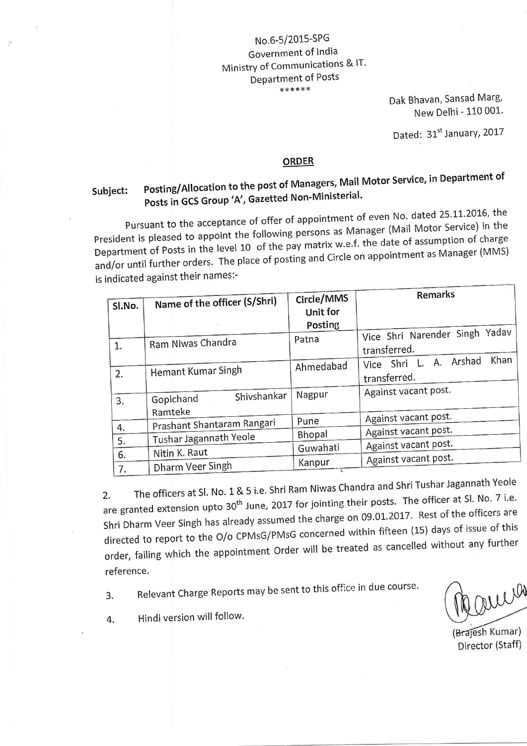No.6-5/2015-SPG
Government of India
Ministry of Communications & IT.
Department of Posts
******

Dak Bhavan, Sansad Marg,
New Delhi - 110 001.

Dated: 31st January, 2017

## ORDER

**Subject: Posting/Allocation to the post of Managers, Mail Motor Service, in Department of Posts in GCS Group 'A', Gazetted Non-Ministerial.**

Pursuant to the acceptance of offer of appointment of even No. dated 25.11.2016, the President is pleased to appoint the following persons as Manager (Mail Motor Service) in the Department of Posts in the level 10 of the pay matrix w.e.f. the date of assumption of charge and/or until further orders. The place of posting and Circle on appointment as Manager (MMS) is indicated against their names:-

| Sl.No. | Name of the officer (S/Shri) | Circle/MMS Unit for Posting | Remarks |
|---|---|---|---|
| 1. | Ram Niwas Chandra | Patna | Vice Shri Narender Singh Yadav transferred. |
| 2. | Hemant Kumar Singh | Ahmedabad | Vice Shri L. A. Arshad Khan transferred. |
| 3. | Gopichand Shivshankar Ramteke | Nagpur | Against vacant post. |
| 4. | Prashant Shantaram Rangari | Pune | Against vacant post. |
| 5. | Tushar Jagannath Yeole | Bhopal | Against vacant post. |
| 6. | Nitin K. Raut | Guwahati | Against vacant post. |
| 7. | Dharm Veer Singh | Kanpur | Against vacant post. |

2. The officers at Sl. No. 1 & 5 i.e. Shri Ram Niwas Chandra and Shri Tushar Jagannath Yeole are granted extension upto 30th June, 2017 for jointing their posts. The officer at Sl. No. 7 i.e. Shri Dharm Veer Singh has already assumed the charge on 09.01.2017. Rest of the officers are directed to report to the O/o CPMsG/PMsG concerned within fifteen (15) days of issue of this order, failing which the appointment Order will be treated as cancelled without any further reference.

3. Relevant Charge Reports may be sent to this office in due course.

4. Hindi version will follow.

(Brajesh Kumar)
Director (Staff)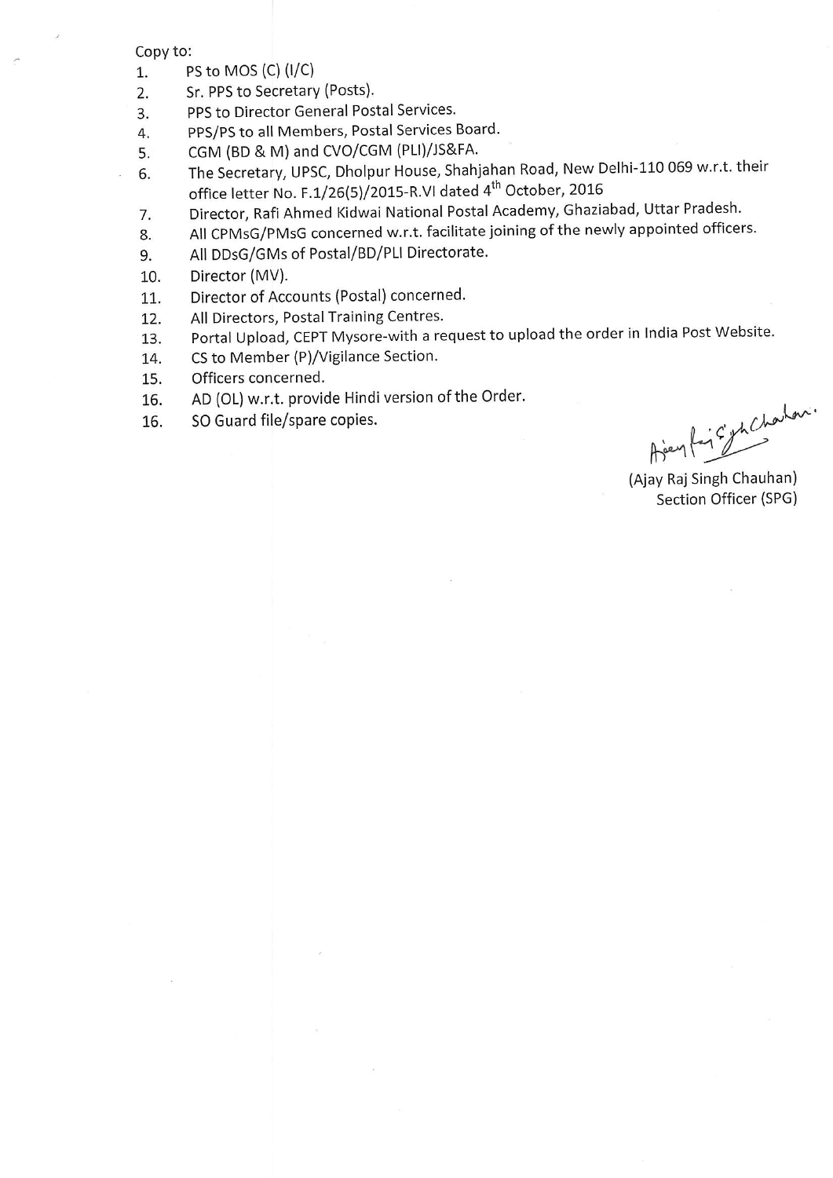Copy to:

1. PS to MOS (C) (I/C)
2. Sr. PPS to Secretary (Posts).
3. PPS to Director General Postal Services.
4. PPS/PS to all Members, Postal Services Board.
5. CGM (BD & M) and CVO/CGM (PLI)/JS&FA.
6. The Secretary, UPSC, Dholpur House, Shahjahan Road, New Delhi-110 069 w.r.t. their office letter No. F.1/26(5)/2015-R.VI dated 4th October, 2016
7. Director, Rafi Ahmed Kidwai National Postal Academy, Ghaziabad, Uttar Pradesh.
8. All CPMsG/PMsG concerned w.r.t. facilitate joining of the newly appointed officers.
9. All DDsG/GMs of Postal/BD/PLI Directorate.
10. Director (MV).
11. Director of Accounts (Postal) concerned.
12. All Directors, Postal Training Centres.
13. Portal Upload, CEPT Mysore-with a request to upload the order in India Post Website.
14. CS to Member (P)/Vigilance Section.
15. Officers concerned.
16. AD (OL) w.r.t. provide Hindi version of the Order.
16. SO Guard file/spare copies.

(Ajay Raj Singh Chauhan)
Section Officer (SPG)